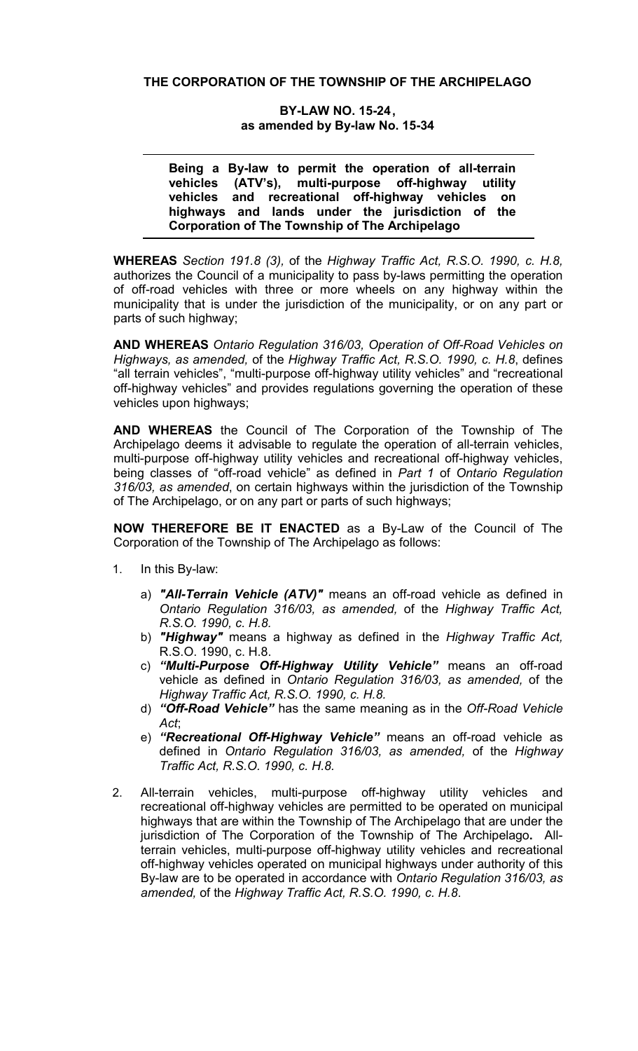**THE CORPORATION OF THE TOWNSHIP OF THE ARCHIPELAGO**

**BY-LAW NO. 15-24,**
**as amended by By-law No. 15-34**

---

**Being a By-law to permit the operation of all-terrain vehicles (ATV's), multi-purpose off-highway utility vehicles and recreational off-highway vehicles on highways and lands under the jurisdiction of the Corporation of The Township of The Archipelago**

---

**WHEREAS** *Section 191.8 (3),* of the *Highway Traffic Act, R.S.O. 1990, c. H.8,* authorizes the Council of a municipality to pass by-laws permitting the operation of off-road vehicles with three or more wheels on any highway within the municipality that is under the jurisdiction of the municipality, or on any part or parts of such highway;

**AND WHEREAS** *Ontario Regulation 316/03, Operation of Off-Road Vehicles on Highways, as amended,* of the *Highway Traffic Act, R.S.O. 1990, c. H.8*, defines "all terrain vehicles", "multi-purpose off-highway utility vehicles" and "recreational off-highway vehicles" and provides regulations governing the operation of these vehicles upon highways;

**AND WHEREAS** the Council of The Corporation of the Township of The Archipelago deems it advisable to regulate the operation of all-terrain vehicles, multi-purpose off-highway utility vehicles and recreational off-highway vehicles, being classes of "off-road vehicle" as defined in *Part 1* of *Ontario Regulation 316/03, as amended*, on certain highways within the jurisdiction of the Township of The Archipelago, or on any part or parts of such highways;

**NOW THEREFORE BE IT ENACTED** as a By-Law of the Council of The Corporation of the Township of The Archipelago as follows:

1. In this By-law:

   a) ***"All-Terrain Vehicle (ATV)"*** means an off-road vehicle as defined in *Ontario Regulation 316/03, as amended,* of the *Highway Traffic Act, R.S.O. 1990, c. H.8.*
   b) ***"Highway"*** means a highway as defined in the *Highway Traffic Act,* R.S.O. 1990, c. H.8.
   c) ***"Multi-Purpose Off-Highway Utility Vehicle"*** means an off-road vehicle as defined in *Ontario Regulation 316/03, as amended,* of the *Highway Traffic Act, R.S.O. 1990, c. H.8.*
   d) ***"Off-Road Vehicle"*** has the same meaning as in the *Off-Road Vehicle Act*;
   e) ***"Recreational Off-Highway Vehicle"*** means an off-road vehicle as defined in *Ontario Regulation 316/03, as amended,* of the *Highway Traffic Act, R.S.O. 1990, c. H.8.*

2. All-terrain vehicles, multi-purpose off-highway utility vehicles and recreational off-highway vehicles are permitted to be operated on municipal highways that are within the Township of The Archipelago that are under the jurisdiction of The Corporation of the Township of The Archipelago**.** All-terrain vehicles, multi-purpose off-highway utility vehicles and recreational off-highway vehicles operated on municipal highways under authority of this By-law are to be operated in accordance with *Ontario Regulation 316/03, as amended,* of the *Highway Traffic Act, R.S.O. 1990, c. H.8*.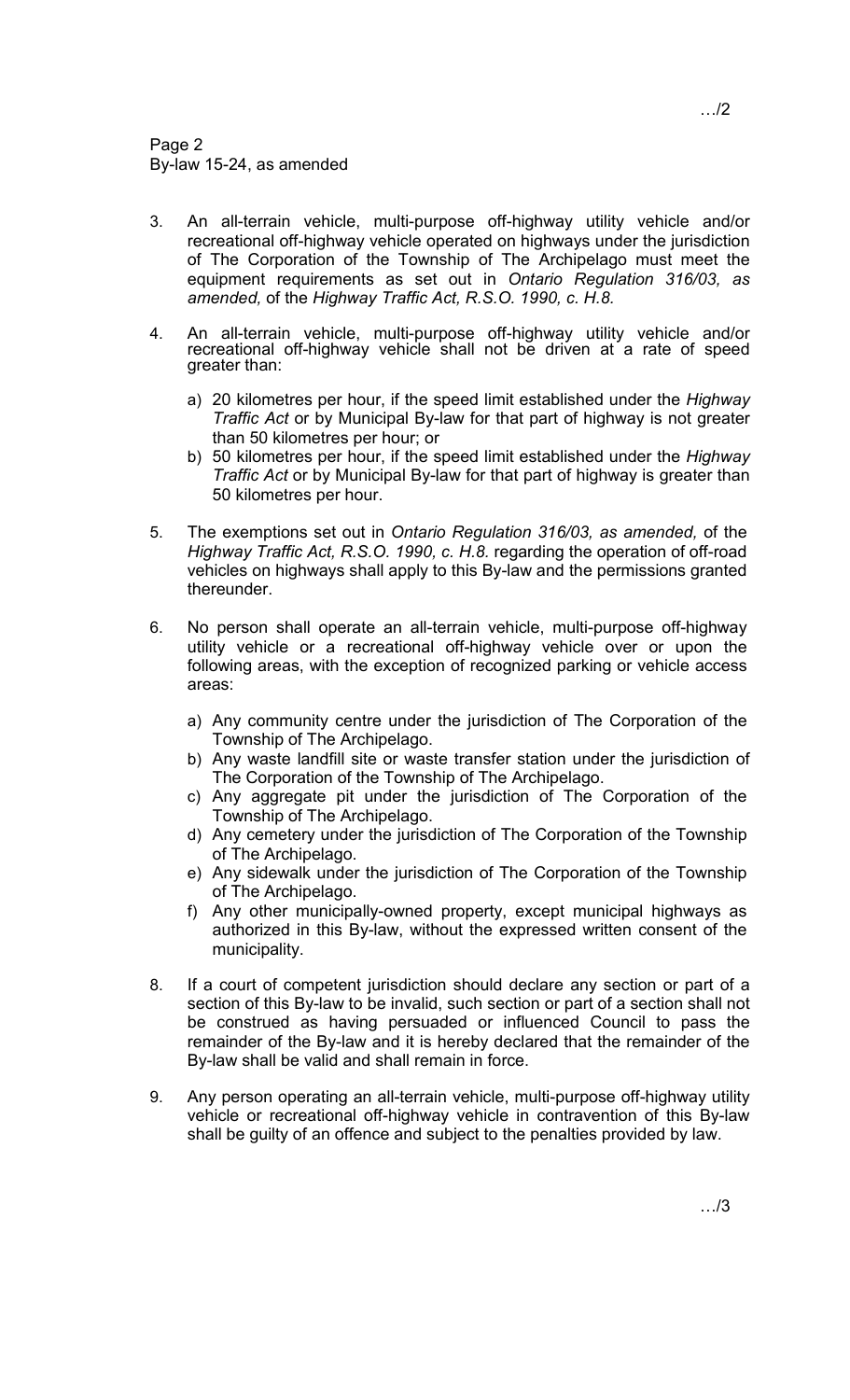3. An all-terrain vehicle, multi-purpose off-highway utility vehicle and/or recreational off-highway vehicle operated on highways under the jurisdiction of The Corporation of the Township of The Archipelago must meet the equipment requirements as set out in *Ontario Regulation 316/03, as amended,* of the *Highway Traffic Act, R.S.O. 1990, c. H.8.*

4. An all-terrain vehicle, multi-purpose off-highway utility vehicle and/or recreational off-highway vehicle shall not be driven at a rate of speed greater than:

   a) 20 kilometres per hour, if the speed limit established under the *Highway Traffic Act* or by Municipal By-law for that part of highway is not greater than 50 kilometres per hour; or
   b) 50 kilometres per hour, if the speed limit established under the *Highway Traffic Act* or by Municipal By-law for that part of highway is greater than 50 kilometres per hour.

5. The exemptions set out in *Ontario Regulation 316/03, as amended,* of the *Highway Traffic Act, R.S.O. 1990, c. H.8.* regarding the operation of off-road vehicles on highways shall apply to this By-law and the permissions granted thereunder.

6. No person shall operate an all-terrain vehicle, multi-purpose off-highway utility vehicle or a recreational off-highway vehicle over or upon the following areas, with the exception of recognized parking or vehicle access areas:

   a) Any community centre under the jurisdiction of The Corporation of the Township of The Archipelago.
   b) Any waste landfill site or waste transfer station under the jurisdiction of The Corporation of the Township of The Archipelago.
   c) Any aggregate pit under the jurisdiction of The Corporation of the Township of The Archipelago.
   d) Any cemetery under the jurisdiction of The Corporation of the Township of The Archipelago.
   e) Any sidewalk under the jurisdiction of The Corporation of the Township of The Archipelago.
   f) Any other municipally-owned property, except municipal highways as authorized in this By-law, without the expressed written consent of the municipality.

8. If a court of competent jurisdiction should declare any section or part of a section of this By-law to be invalid, such section or part of a section shall not be construed as having persuaded or influenced Council to pass the remainder of the By-law and it is hereby declared that the remainder of the By-law shall be valid and shall remain in force.

9. Any person operating an all-terrain vehicle, multi-purpose off-highway utility vehicle or recreational off-highway vehicle in contravention of this By-law shall be guilty of an offence and subject to the penalties provided by law.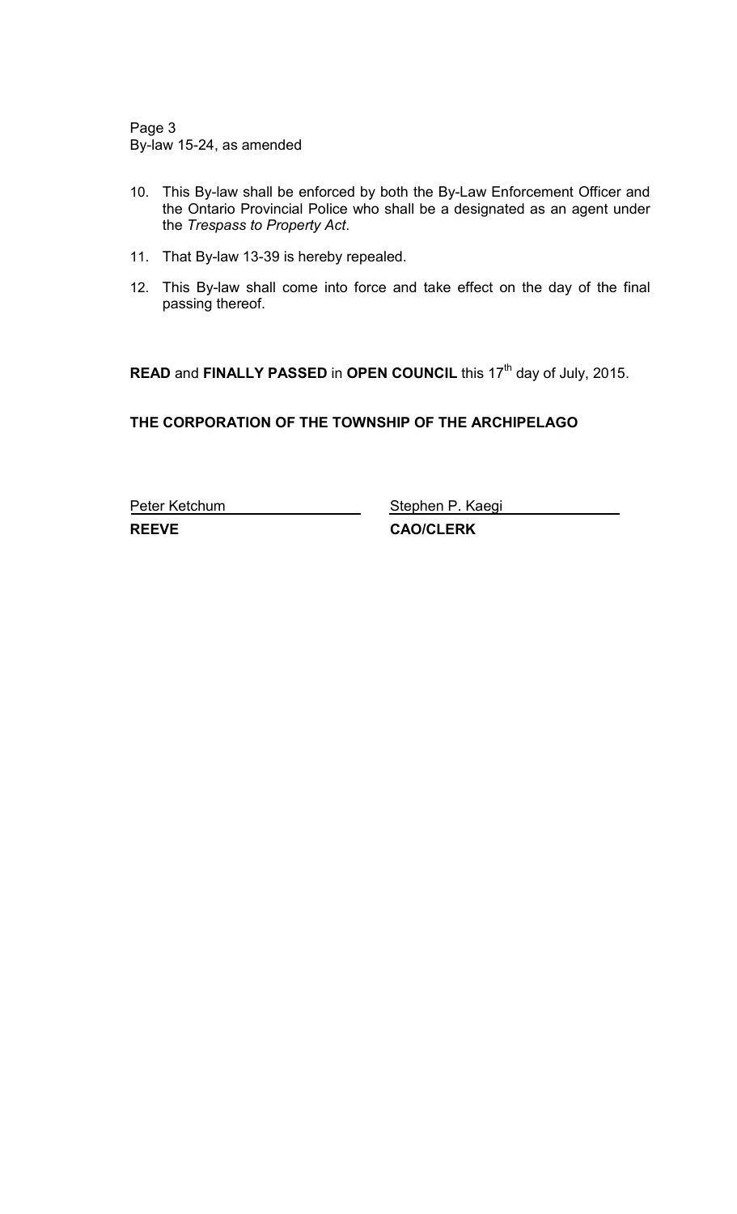10. This By-law shall be enforced by both the By-Law Enforcement Officer and the Ontario Provincial Police who shall be a designated as an agent under the *Trespass to Property Act*.

11. That By-law 13-39 is hereby repealed.

12. This By-law shall come into force and take effect on the day of the final passing thereof.

**READ** and **FINALLY PASSED** in **OPEN COUNCIL** this 17th day of July, 2015.

**THE CORPORATION OF THE TOWNSHIP OF THE ARCHIPELAGO**

| Peter Ketchum | Stephen P. Kaegi |
|---|---|
| **REEVE** | **CAO/CLERK** |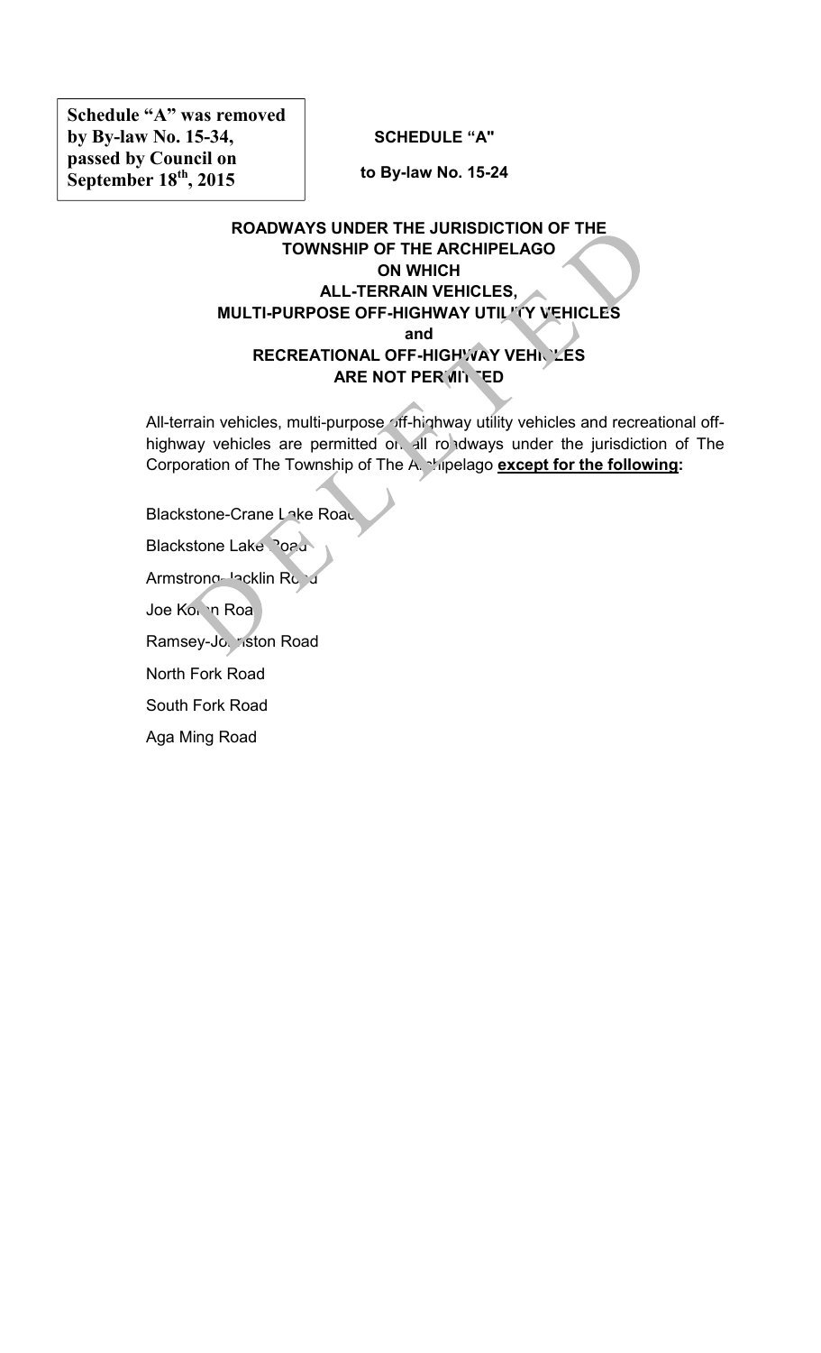**Schedule "A" was removed by By-law No. 15-34, passed by Council on September 18th, 2015**

**SCHEDULE "A"**

**to By-law No. 15-24**

**ROADWAYS UNDER THE JURISDICTION OF THE TOWNSHIP OF THE ARCHIPELAGO ON WHICH ALL-TERRAIN VEHICLES, MULTI-PURPOSE OFF-HIGHWAY UTILITY VEHICLES and RECREATIONAL OFF-HIGHWAY VEHICLES ARE NOT PERMITTED**

All-terrain vehicles, multi-purpose off-highway utility vehicles and recreational off-highway vehicles are permitted on all roadways under the jurisdiction of The Corporation of The Township of The Archipelago **except for the following:**

Blackstone-Crane Lake Road

Blackstone Lake Road

Armstrong-Jacklin Road

Joe Koren Road

Ramsey-Johnston Road

North Fork Road

South Fork Road

Aga Ming Road

DELETED